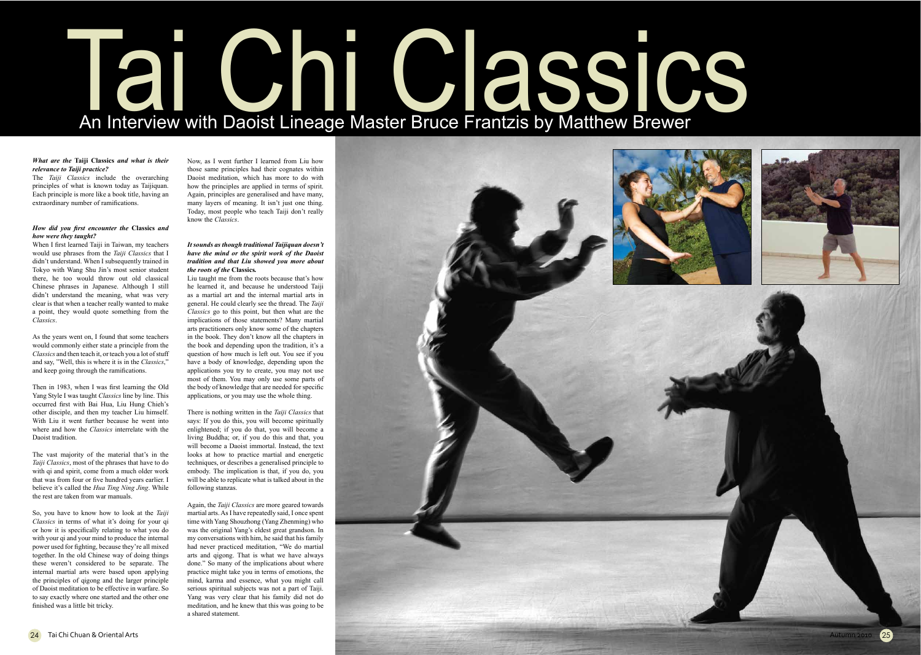# Tai Chi Classics

## An Interview with Daoist Lineage Master Bruce Frantzis by Matthew Brewer

***What are the* Taiji Classics *and what is their relevance to Taiji practice?***

The *Taiji Classics* include the overarching principles of what is known today as Taijiquan. Each principle is more like a book title, having an extraordinary number of ramifications.

***How did you first encounter the* Classics *and how were they taught?***

When I first learned Taiji in Taiwan, my teachers would use phrases from the *Taiji Classics* that I didn't understand. When I subsequently trained in Tokyo with Wang Shu Jin's most senior student there, he too would throw out old classical Chinese phrases in Japanese. Although I still didn't understand the meaning, what was very clear is that when a teacher really wanted to make a point, they would quote something from the *Classics*.

As the years went on, I found that some teachers would commonly either state a principle from the *Classics* and then teach it, or teach you a lot of stuff and say, "Well, this is where it is in the *Classics*," and keep going through the ramifications.

Then in 1983, when I was first learning the Old Yang Style I was taught *Classics* line by line. This occurred first with Bai Hua, Liu Hung Chieh's other disciple, and then my teacher Liu himself. With Liu it went further because he went into where and how the *Classics* interrelate with the Daoist tradition.

The vast majority of the material that's in the *Taiji Classics*, most of the phrases that have to do with qi and spirit, come from a much older work that was from four or five hundred years earlier. I believe it's called the *Hua Ting Ning Jing*. While the rest are taken from war manuals.

So, you have to know how to look at the *Taiji Classics* in terms of what it's doing for your qi or how it is specifically relating to what you do with your qi and your mind to produce the internal power used for fighting, because they're all mixed together. In the old Chinese way of doing things these weren't considered to be separate. The internal martial arts were based upon applying the principles of qigong and the larger principle of Daoist meditation to be effective in warfare. So to say exactly where one started and the other one finished was a little bit tricky.

Now, as I went further I learned from Liu how those same principles had their cognates within Daoist meditation, which has more to do with how the principles are applied in terms of spirit. Again, principles are generalised and have many, many layers of meaning. It isn't just one thing. Today, most people who teach Taiji don't really know the *Classics*.

***It sounds as though traditional Taijiquan doesn't have the mind or the spirit work of the Daoist tradition and that Liu showed you more about the roots of the* Classics.**

Liu taught me from the roots because that's how he learned it, and because he understood Taiji as a martial art and the internal martial arts in general. He could clearly see the thread. The *Taiji Classics* go to this point, but then what are the implications of those statements? Many martial arts practitioners only know some of the chapters in the book. They don't know all the chapters in the book and depending upon the tradition, it's a question of how much is left out. You see if you have a body of knowledge, depending upon the applications you try to create, you may not use most of them. You may only use some parts of the body of knowledge that are needed for specific applications, or you may use the whole thing.

There is nothing written in the *Taiji Classics* that says: If you do this, you will become spiritually enlightened; if you do that, you will become a living Buddha; or, if you do this and that, you will become a Daoist immortal. Instead, the text looks at how to practice martial and energetic techniques, or describes a generalised principle to embody. The implication is that, if you do, you will be able to replicate what is talked about in the following stanzas.

Again, the *Taiji Classics* are more geared towards martial arts. As I have repeatedly said, I once spent time with Yang Shouzhong (Yang Zhenming) who was the original Yang's eldest great grandson. In my conversations with him, he said that his family had never practiced meditation, "We do martial arts and qigong. That is what we have always done." So many of the implications about where practice might take you in terms of emotions, the mind, karma and essence, what you might call serious spiritual subjects was not a part of Taiji. Yang was very clear that his family did not do meditation, and he knew that this was going to be a shared statement.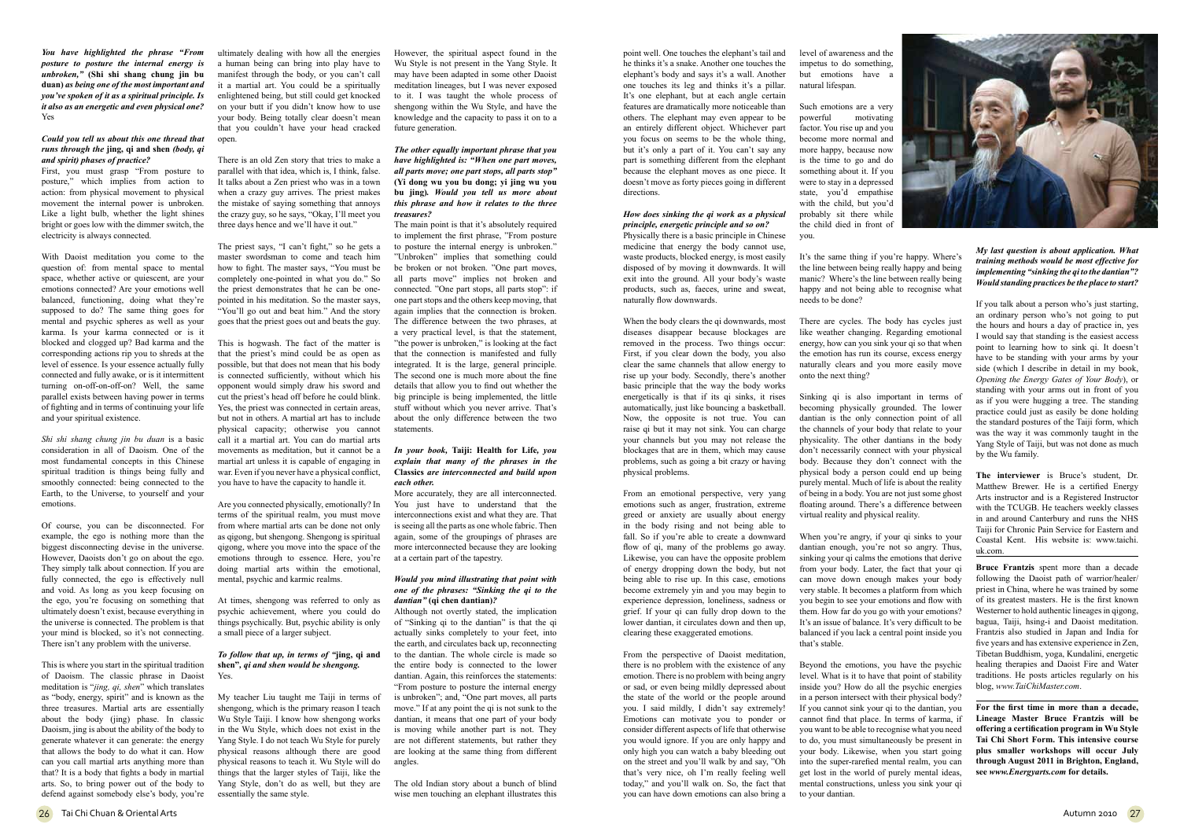***You have highlighted the phrase "From posture to posture the internal energy is unbroken,"* (Shi shi shang chung jin bu duan) *as being one of the most important and you've spoken of it as a spiritual principle. Is it also as an energetic and even physical one?***
Yes

***Could you tell us about this one thread that runs through the* jing, qi and shen *(body, qi and spirit) phases of practice?***

First, you must grasp "From posture to posture," which implies from action to action: from physical movement to physical movement the internal power is unbroken. Like a light bulb, whether the light shines bright or goes low with the dimmer switch, the electricity is always connected.

With Daoist meditation you come to the question of: from mental space to mental space, whether active or quiescent, are your emotions connected? Are your emotions well balanced, functioning, doing what they're supposed to do? The same thing goes for mental and psychic spheres as well as your karma. Is your karma connected or is it blocked and clogged up? Bad karma and the corresponding actions rip you to shreds at the level of essence. Is your essence actually fully connected and fully awake, or is it intermittent turning on-off-on-off-on? Well, the same parallel exists between having power in terms of fighting and in terms of continuing your life and your spiritual existence.

*Shi shi shang chung jin bu duan* is a basic consideration in all of Daoism. One of the most fundamental concepts in this Chinese spiritual tradition is things being fully and smoothly connected: being connected to the Earth, to the Universe, to yourself and your emotions.

Of course, you can be disconnected. For example, the ego is nothing more than the biggest disconnecting devise in the universe. However, Daoists don't go on about the ego. They simply talk about connection. If you are fully connected, the ego is effectively null and void. As long as you keep focusing on the ego, you're focusing on something that ultimately doesn't exist, because everything in the universe is connected. The problem is that your mind is blocked, so it's not connecting. There isn't any problem with the universe.

This is where you start in the spiritual tradition of Daoism. The classic phrase in Daoist meditation is "*jing, qi, shen*" which translates as "body, energy, spirit" and is known as the three treasures. Martial arts are essentially about the body (jing) phase. In classic Daoism, jing is about the ability of the body to generate whatever it can generate: the energy that allows the body to do what it can. How can you call martial arts anything more than that? It is a body that fights a body in martial arts. So, to bring power out of the body to defend against somebody else's body, you're ultimately dealing with how all the energies a human being can bring into play have to manifest through the body, or you can't call it a martial art. You could be a spiritually enlightened being, but still could get knocked on your butt if you didn't know how to use your body. Being totally clear doesn't mean that you couldn't have your head cracked open.

There is an old Zen story that tries to make a parallel with that idea, which is, I think, false. It talks about a Zen priest who was in a town when a crazy guy arrives. The priest makes the mistake of saying something that annoys the crazy guy, so he says, "Okay, I'll meet you three days hence and we'll have it out."

The priest says, "I can't fight," so he gets a master swordsman to come and teach him how to fight. The master says, "You must be completely one-pointed in what you do." So the priest demonstrates that he can be one-pointed in his meditation. So the master says, "You'll go out and beat him." And the story goes that the priest goes out and beats the guy.

This is hogwash. The fact of the matter is that the priest's mind could be as open as possible, but that does not mean that his body is connected sufficiently, without which his opponent would simply draw his sword and cut the priest's head off before he could blink. Yes, the priest was connected in certain areas, but not in others. A martial art has to include physical capacity; otherwise you cannot call it a martial art. You can do martial arts movements as meditation, but it cannot be a martial art unless it is capable of engaging in war. Even if you never have a physical conflict, you have to have the capacity to handle it.

Are you connected physically, emotionally? In terms of the spiritual realm, you must move from where martial arts can be done not only as qigong, but shengong. Shengong is spiritual qigong, where you move into the space of the emotions through to essence. Here, you're doing martial arts within the emotional, mental, psychic and karmic realms.

At times, shengong was referred to only as psychic achievement, where you could do things psychically. But, psychic ability is only a small piece of a larger subject.

***To follow that up, in terms of* "jing, qi and shen"*, qi and shen would be shengong.***
Yes.

My teacher Liu taught me Taiji in terms of shengong, which is the primary reason I teach Wu Style Taiji. I know how shengong works in the Wu Style, which does not exist in the Yang Style. I do not teach Wu Style for purely physical reasons although there are good physical reasons to teach it. Wu Style will do things that the larger styles of Taiji, like the Yang Style, don't do as well, but they are essentially the same style.

However, the spiritual aspect found in the Wu Style is not present in the Yang Style. It may have been adapted in some other Daoist meditation lineages, but I was never exposed to it. I was taught the whole process of shengong within the Wu Style, and have the knowledge and the capacity to pass it on to a future generation.

***The other equally important phrase that you have highlighted is: "When one part moves, all parts move; one part stops, all parts stop"* (Yi dong wu you bu dong; yi jing wu you bu jing)*. Would you tell us more about this phrase and how it relates to the three treasures?***

The main point is that it's absolutely required to implement the first phrase, "From posture to posture the internal energy is unbroken." "Unbroken" implies that something could be broken or not broken. "One part moves, all parts move" implies not broken and connected. "One part stops, all parts stop": if one part stops and the others keep moving, that again implies that the connection is broken. The difference between the two phrases, at a very practical level, is that the statement, "the power is unbroken," is looking at the fact that the connection is manifested and fully integrated. It is the large, general principle. The second one is much more about the fine details that allow you to find out whether the big principle is being implemented, the little stuff without which you never arrive. That's about the only difference between the two statements.

***In your book,* Taiji: Health for Life, *you explain that many of the phrases in the* Classics *are interconnected and build upon each other.***

More accurately, they are all interconnected. You just have to understand that the interconnections exist and what they are. That is seeing all the parts as one whole fabric. Then again, some of the groupings of phrases are more interconnected because they are looking at a certain part of the tapestry.

***Would you mind illustrating that point with one of the phrases: "Sinking the qi to the dantian"* (qi chen dantian)*?***

Although not overtly stated, the implication of "Sinking qi to the dantian" is that the qi actually sinks completely to your feet, into the earth, and circulates back up, reconnecting to the dantian. The whole circle is made so the entire body is connected to the lower dantian. Again, this reinforces the statements: "From posture to posture the internal energy is unbroken"; and, "One part moves, all parts move." If at any point the qi is not sunk to the dantian, it means that one part of your body is moving while another part is not. They are not different statements, but rather they are looking at the same thing from different angles.

The old Indian story about a bunch of blind wise men touching an elephant illustrates this point well. One touches the elephant's tail and he thinks it's a snake. Another one touches the elephant's body and says it's a wall. Another one touches its leg and thinks it's a pillar. It's one elephant, but at each angle certain features are dramatically more noticeable than others. The elephant may even appear to be an entirely different object. Whichever part you focus on seems to be the whole thing, but it's only a part of it. You can't say any part is something different from the elephant because the elephant moves as one piece. It doesn't move as forty pieces going in different directions.

***How does sinking the qi work as a physical principle, energetic principle and so on?***

Physically there is a basic principle in Chinese medicine that energy the body cannot use, waste products, blocked energy, is most easily disposed of by moving it downwards. It will exit into the ground. All your body's waste products, such as, faeces, urine and sweat, naturally flow downwards.

When the body clears the qi downwards, most diseases disappear because blockages are removed in the process. Two things occur: First, if you clear down the body, you also clear the same channels that allow energy to rise up your body. Secondly, there's another basic principle that the way the body works energetically is that if its qi sinks, it rises automatically, just like bouncing a basketball. Now, the opposite is not true. You can raise qi but it may not sink. You can charge your channels but you may not release the blockages that are in them, which may cause problems, such as going a bit crazy or having physical problems.

From an emotional perspective, very yang emotions such as anger, frustration, extreme greed or anxiety are usually about energy in the body rising and not being able to fall. So if you're able to create a downward flow of qi, many of the problems go away. Likewise, you can have the opposite problem of energy dropping down the body, but not being able to rise up. In this case, emotions become extremely yin and you may begin to experience depression, loneliness, sadness or grief. If your qi can fully drop down to the lower dantian, it circulates down and then up, clearing these exaggerated emotions.

From the perspective of Daoist meditation, there is no problem with the existence of any emotion. There is no problem with being angry or sad, or even being mildly depressed about the state of the world or the people around you. I said mildly, I didn't say extremely! Emotions can motivate you to ponder or consider different aspects of life that otherwise you would ignore. If you are only happy and only high you can watch a baby bleeding out on the street and you'll walk by and say, "Oh that's very nice, oh I'm really feeling well today," and you'll walk on. So, the fact that you can have down emotions can also bring a level of awareness and the impetus to do something, but emotions have a natural lifespan.

Such emotions are a very powerful motivating factor. You rise up and you become more normal and more happy, because now is the time to go and do something about it. If you were to stay in a depressed state, you'd empathise with the child, but you'd probably sit there while the child died in front of you.

It's the same thing if you're happy. Where's the line between being really happy and being manic? Where's the line between really being happy and not being able to recognise what needs to be done?

There are cycles. The body has cycles just like weather changing. Regarding emotional energy, how can you sink your qi so that when the emotion has run its course, excess energy naturally clears and you more easily move onto the next thing?

Sinking qi is also important in terms of becoming physically grounded. The lower dantian is the only connection point of all the channels of your body that relate to your physicality. The other dantians in the body don't necessarily connect with your physical body. Because they don't connect with the physical body a person could end up being purely mental. Much of life is about the reality of being in a body. You are not just some ghost floating around. There's a difference between virtual reality and physical reality.

When you're angry, if your qi sinks to your dantian enough, you're not so angry. Thus, sinking your qi calms the emotions that derive from your body. Later, the fact that your qi can move down enough makes your body very stable. It becomes a platform from which you begin to see your emotions and flow with them. How far do you go with your emotions? It's an issue of balance. It's very difficult to be balanced if you lack a central point inside you that's stable.

Beyond the emotions, you have the psychic level. What is it to have that point of stability inside you? How do all the psychic energies in a person intersect with their physical body? If you cannot sink your qi to the dantian, you cannot find that place. In terms of karma, if you want to be able to recognise what you need to do, you must simultaneously be present in your body. Likewise, when you start going into the super-rarefied mental realm, you can get lost in the world of purely mental ideas, mental constructions, unless you sink your qi to your dantian.

***My last question is about application. What training methods would be most effective for implementing "sinking the qi to the dantian"? Would standing practices be the place to start?***

If you talk about a person who's just starting, an ordinary person who's not going to put the hours and hours a day of practice in, yes I would say that standing is the easiest access point to learning how to sink qi. It doesn't have to be standing with your arms by your side (which I describe in detail in my book, *Opening the Energy Gates of Your Body*), or standing with your arms out in front of you as if you were hugging a tree. The standing practice could just as easily be done holding the standard postures of the Taiji form, which was the way it was commonly taught in the Yang Style of Taiji, but was not done as much by the Wu family.

---

**The interviewer** is Bruce's student, Dr. Matthew Brewer. He is a certified Energy Arts instructor and is a Registered Instructor with the TCUGB. He teachers weekly classes in and around Canterbury and runs the NHS Taiji for Chronic Pain Service for Eastern and Coastal Kent. His website is: www.taichi.uk.com.

---

**Bruce Frantzis** spent more than a decade following the Daoist path of warrior/healer/priest in China, where he was trained by some of its greatest masters. He is the first known Westerner to hold authentic lineages in qigong, bagua, Taiji, hsing-i and Daoist meditation. Frantzis also studied in Japan and India for five years and has extensive experience in Zen, Tibetan Buddhism, yoga, Kundalini, energetic healing therapies and Daoist Fire and Water traditions. He posts articles regularly on his blog, *www.TaiChiMaster.com*.

---

**For the first time in more than a decade, Lineage Master Bruce Frantzis will be offering a certification program in Wu Style Tai Chi Short Form. This intensive course plus smaller workshops will occur July through August 2011 in Brighton, England, see *www.Energyarts.com* for details.**